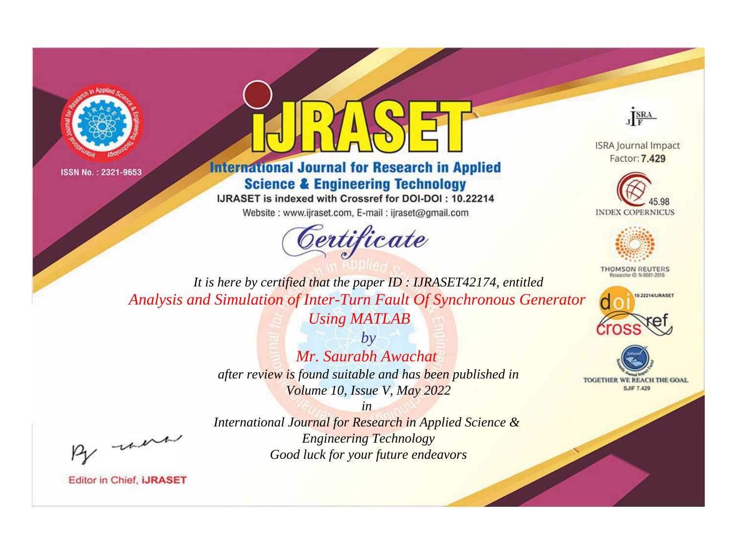ISSN No. : 2321-9653

# IJRASET

## International Journal for Research in Applied Science & Engineering Technology

IJRASET is indexed with Crossref for DOI-DOI : 10.22214

Website : www.ijraset.com, E-mail : ijraset@gmail.com

ISRA Journal Impact Factor: **7.429**

45.98 INDEX COPERNICUS

THOMSON REUTERS Researcher ID: N-9681-2016

10.22214/IJRASET

TOGETHER WE REACH THE GOAL SJIF 7.429

# *Certificate*

*It is here by certified that the paper ID : IJRASET42174, entitled*

*Analysis and Simulation of Inter-Turn Fault Of Synchronous Generator Using MATLAB*

*by*

*Mr. Saurabh Awachat*

*after review is found suitable and has been published in*

*Volume 10, Issue V, May 2022*

*in*

*International Journal for Research in Applied Science & Engineering Technology*

*Good luck for your future endeavors*

Editor in Chief, **iJRASET**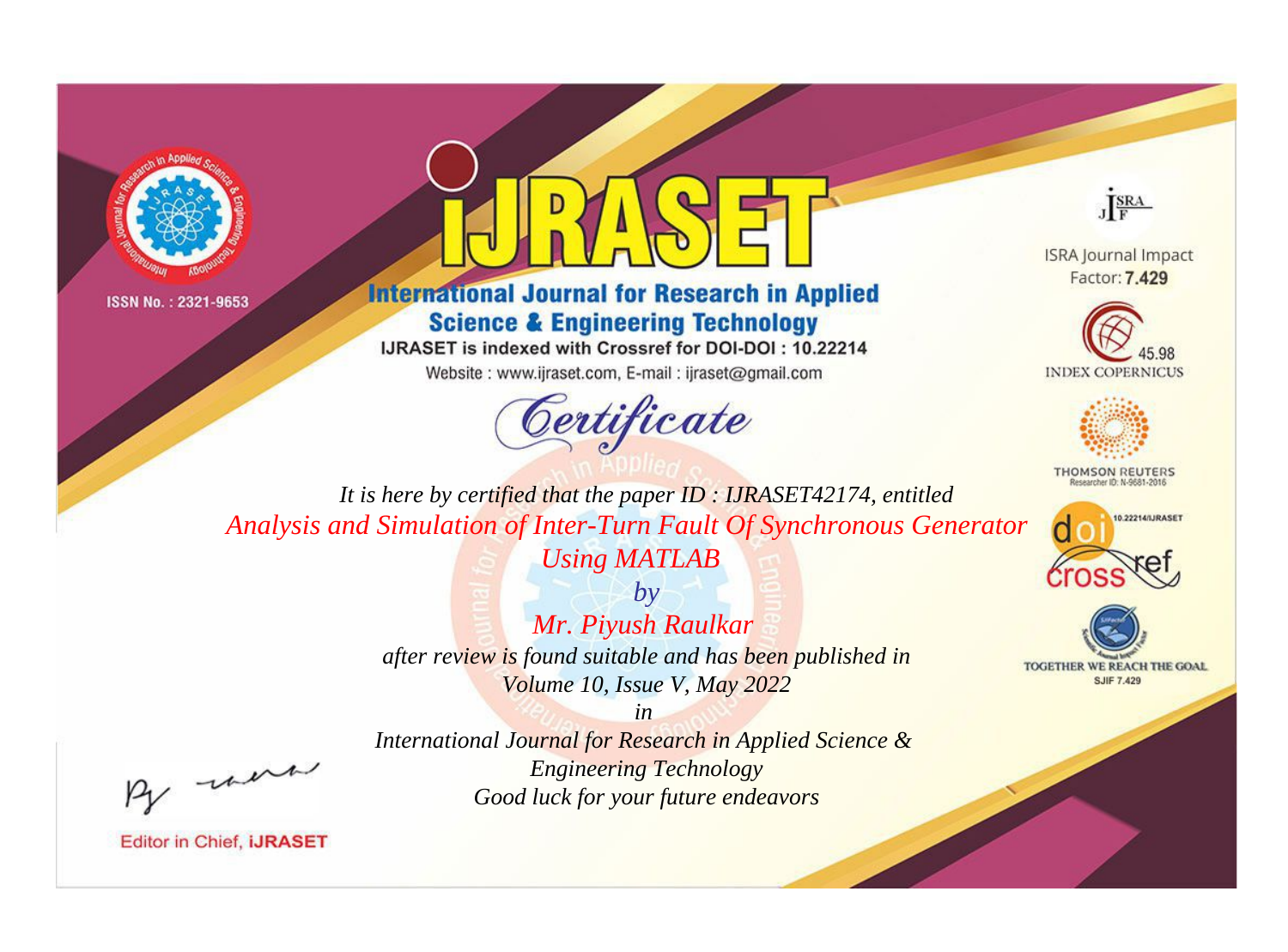ISSN No. : 2321-9653

# iJRASET

## International Journal for Research in Applied Science & Engineering Technology

IJRASET is indexed with Crossref for DOI-DOI : 10.22214

Website : www.ijraset.com, E-mail : ijraset@gmail.com

*Certificate*

ISRA Journal Impact Factor: **7.429**

45.98 INDEX COPERNICUS

THOMSON REUTERS Researcher ID: N-9681-2016

10.22214/IJRASET

TOGETHER WE REACH THE GOAL SJIF 7.429

*It is here by certified that the paper ID : IJRASET42174, entitled*

*Analysis and Simulation of Inter-Turn Fault Of Synchronous Generator Using MATLAB*

*by*

*Mr. Piyush Raulkar*

*after review is found suitable and has been published in*

*Volume 10, Issue V, May 2022*

*in*

*International Journal for Research in Applied Science & Engineering Technology*

*Good luck for your future endeavors*

Editor in Chief, **iJRASET**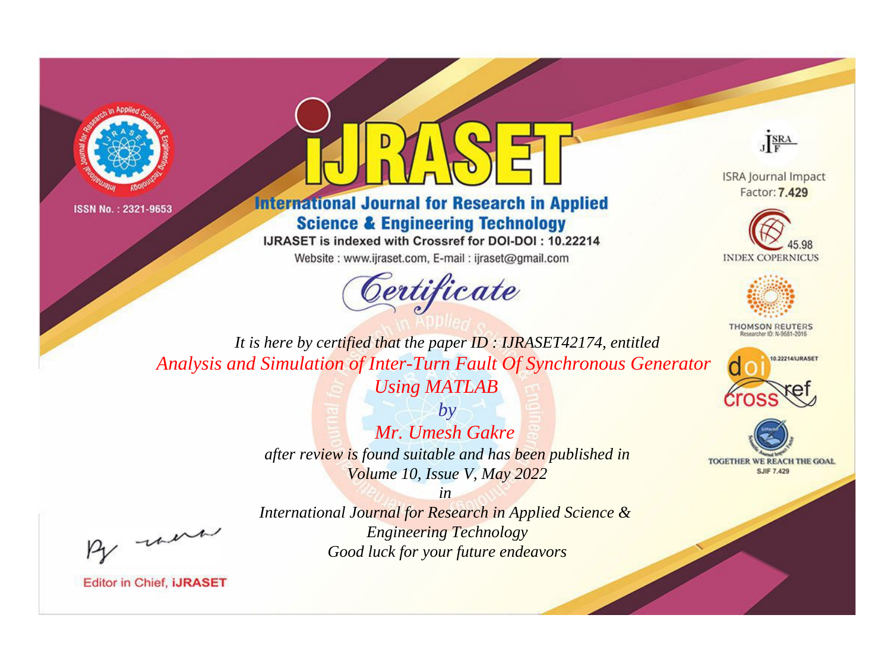ISSN No. : 2321-9653

# iJRASET

## International Journal for Research in Applied Science & Engineering Technology

IJRASET is indexed with Crossref for DOI-DOI : 10.22214

Website : www.ijraset.com, E-mail : ijraset@gmail.com

ISRA Journal Impact Factor: **7.429**

45.98 INDEX COPERNICUS

THOMSON REUTERS Researcher ID: N-9681-2016

10.22214/IJRASET

TOGETHER WE REACH THE GOAL SJIF 7.429

# *Certificate*

*It is here by certified that the paper ID : IJRASET42174, entitled*

*Analysis and Simulation of Inter-Turn Fault Of Synchronous Generator Using MATLAB*

*by*

*Mr. Umesh Gakre*

*after review is found suitable and has been published in*

*Volume 10, Issue V, May 2022*

*in*

*International Journal for Research in Applied Science & Engineering Technology*

*Good luck for your future endeavors*

Editor in Chief, **iJRASET**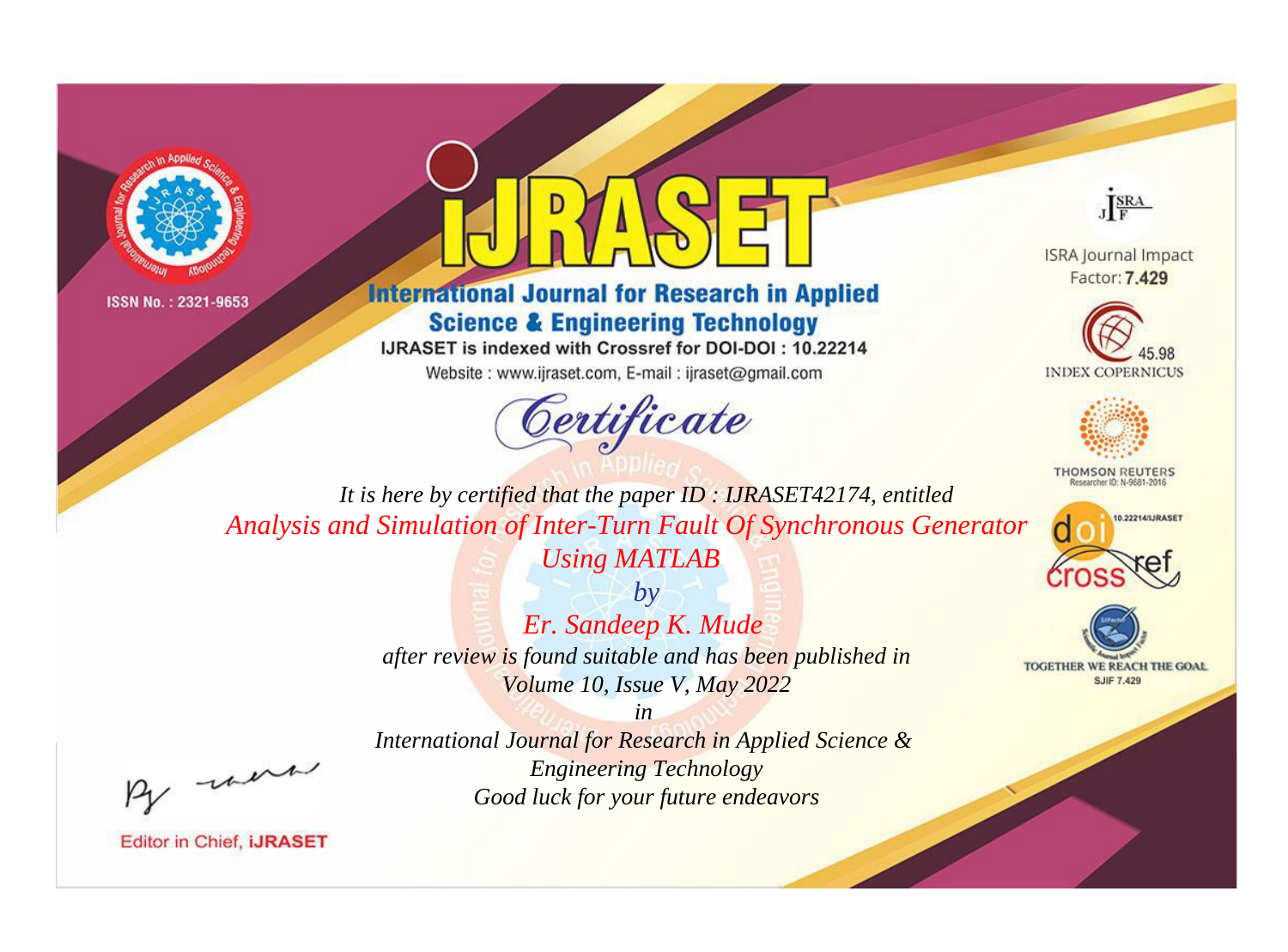ISSN No. : 2321-9653

# IJRASET

## International Journal for Research in Applied Science & Engineering Technology

IJRASET is indexed with Crossref for DOI-DOI : 10.22214

Website : www.ijraset.com, E-mail : ijraset@gmail.com

ISRA Journal Impact Factor: **7.429**

45.98 INDEX COPERNICUS

THOMSON REUTERS Researcher ID: N-9681-2016

10.22214/IJRASET

TOGETHER WE REACH THE GOAL SJIF 7.429

*Certificate*

*It is here by certified that the paper ID : IJRASET42174, entitled*

*Analysis and Simulation of Inter-Turn Fault Of Synchronous Generator Using MATLAB*

*by*

*Er. Sandeep K. Mude*

*after review is found suitable and has been published in*

*Volume 10, Issue V, May 2022*

*in*

*International Journal for Research in Applied Science & Engineering Technology*

*Good luck for your future endeavors*

Editor in Chief, **iJRASET**